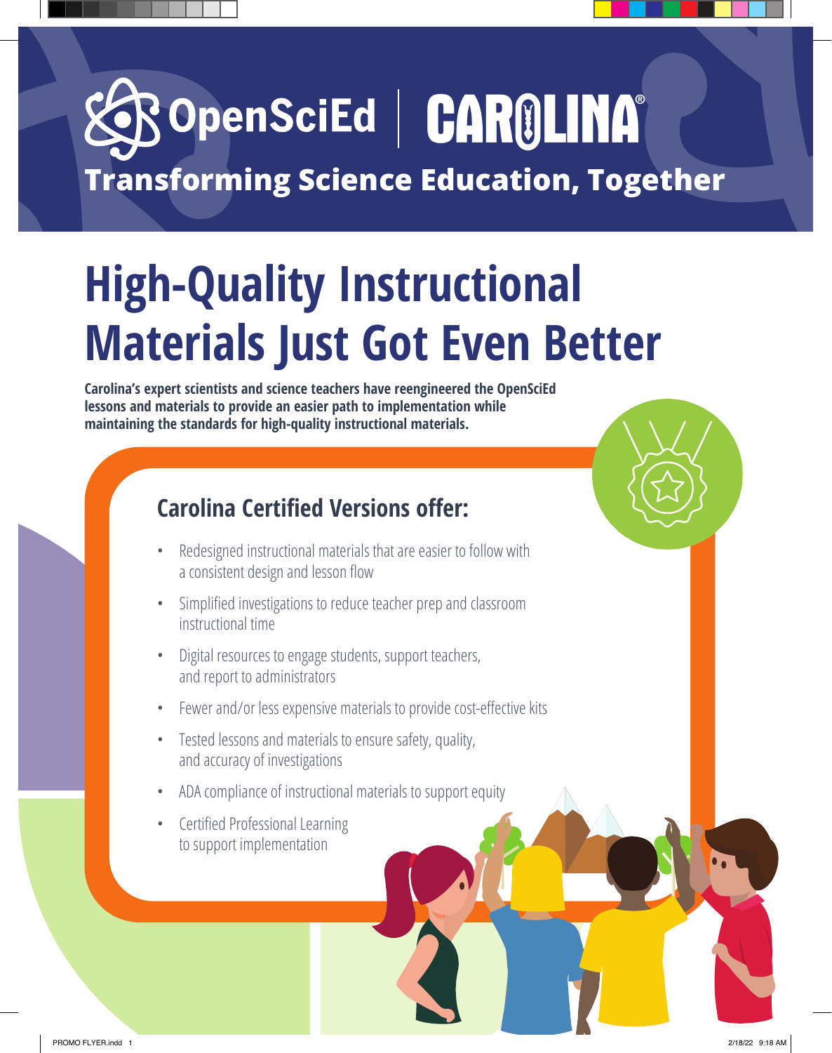OpenSciEd | CAROLINA®

**Transforming Science Education, Together**

# High-Quality Instructional Materials Just Got Even Better

**Carolina's expert scientists and science teachers have reengineered the OpenSciEd lessons and materials to provide an easier path to implementation while maintaining the standards for high-quality instructional materials.**

## Carolina Certified Versions offer:

- Redesigned instructional materials that are easier to follow with a consistent design and lesson flow
- Simplified investigations to reduce teacher prep and classroom instructional time
- Digital resources to engage students, support teachers, and report to administrators
- Fewer and/or less expensive materials to provide cost-effective kits
- Tested lessons and materials to ensure safety, quality, and accuracy of investigations
- ADA compliance of instructional materials to support equity
- Certified Professional Learning to support implementation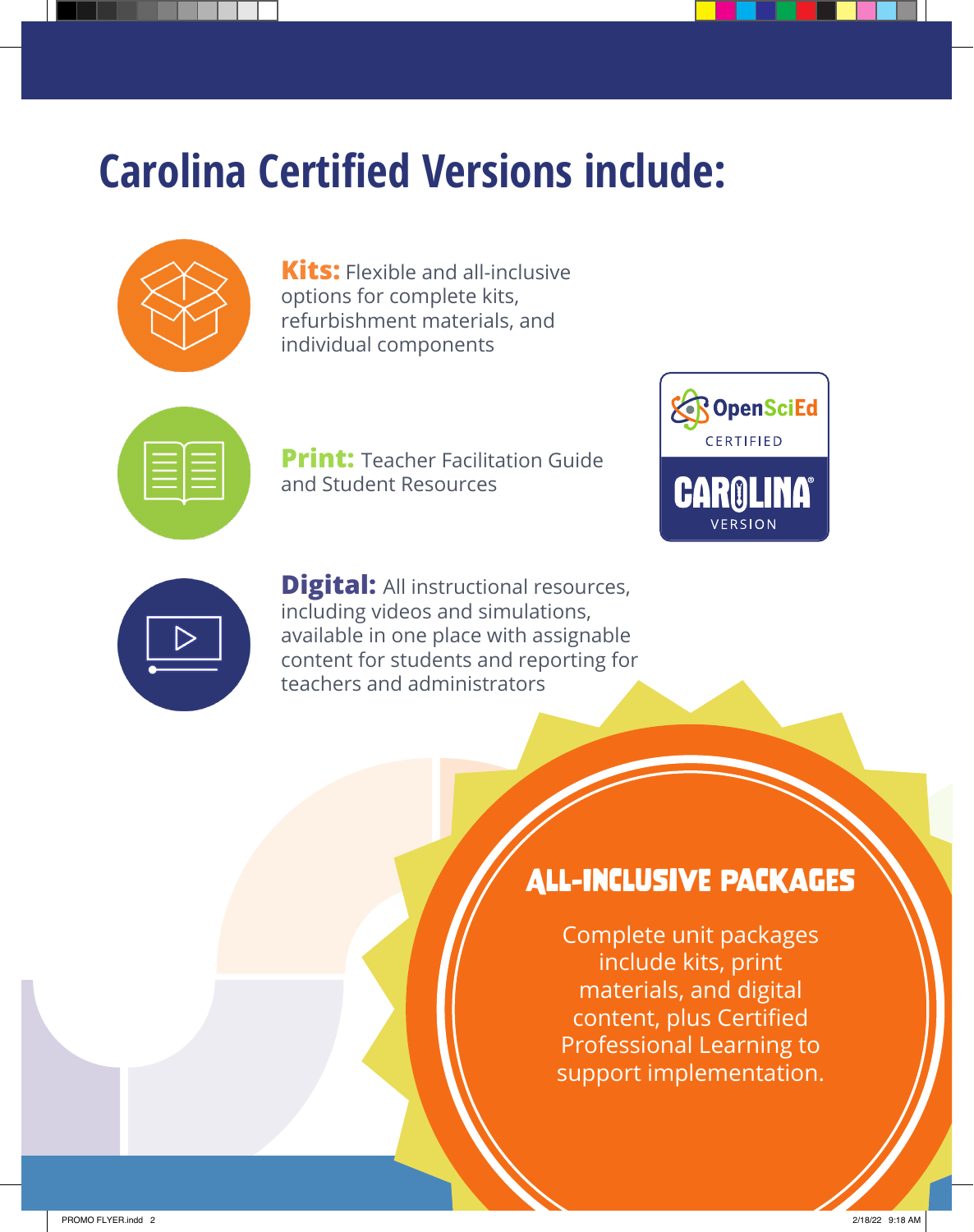# Carolina Certified Versions include:

**Kits:** Flexible and all-inclusive options for complete kits, refurbishment materials, and individual components

**Print:** Teacher Facilitation Guide and Student Resources

OpenSciEd CERTIFIED CAROLINA® VERSION

**Digital:** All instructional resources, including videos and simulations, available in one place with assignable content for students and reporting for teachers and administrators

## ALL-INCLUSIVE PACKAGES

Complete unit packages include kits, print materials, and digital content, plus Certified Professional Learning to support implementation.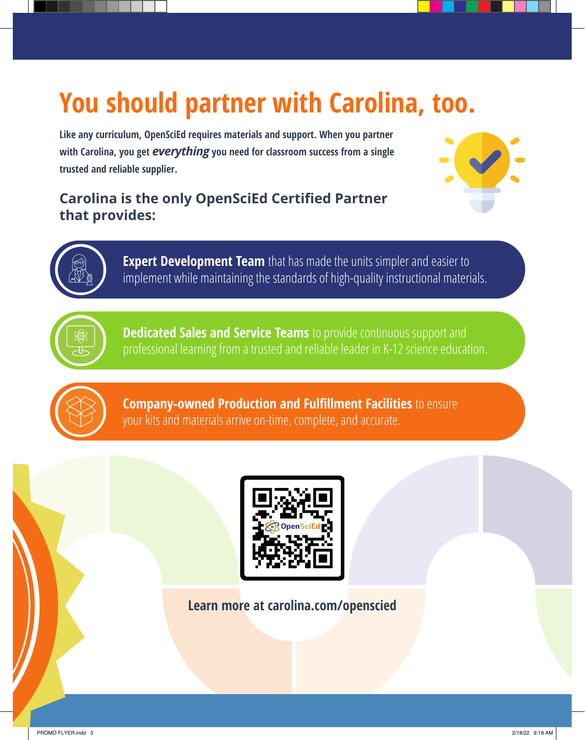# You should partner with Carolina, too.

**Like any curriculum, OpenSciEd requires materials and support. When you partner with Carolina, you get *everything* you need for classroom success from a single trusted and reliable supplier.**

## Carolina is the only OpenSciEd Certified Partner that provides:

- **Expert Development Team** that has made the units simpler and easier to implement while maintaining the standards of high-quality instructional materials.
- **Dedicated Sales and Service Teams** to provide continuous support and professional learning from a trusted and reliable leader in K-12 science education.
- **Company-owned Production and Fulfillment Facilities** to ensure your kits and materials arrive on-time, complete, and accurate.

**Learn more at carolina.com/openscied**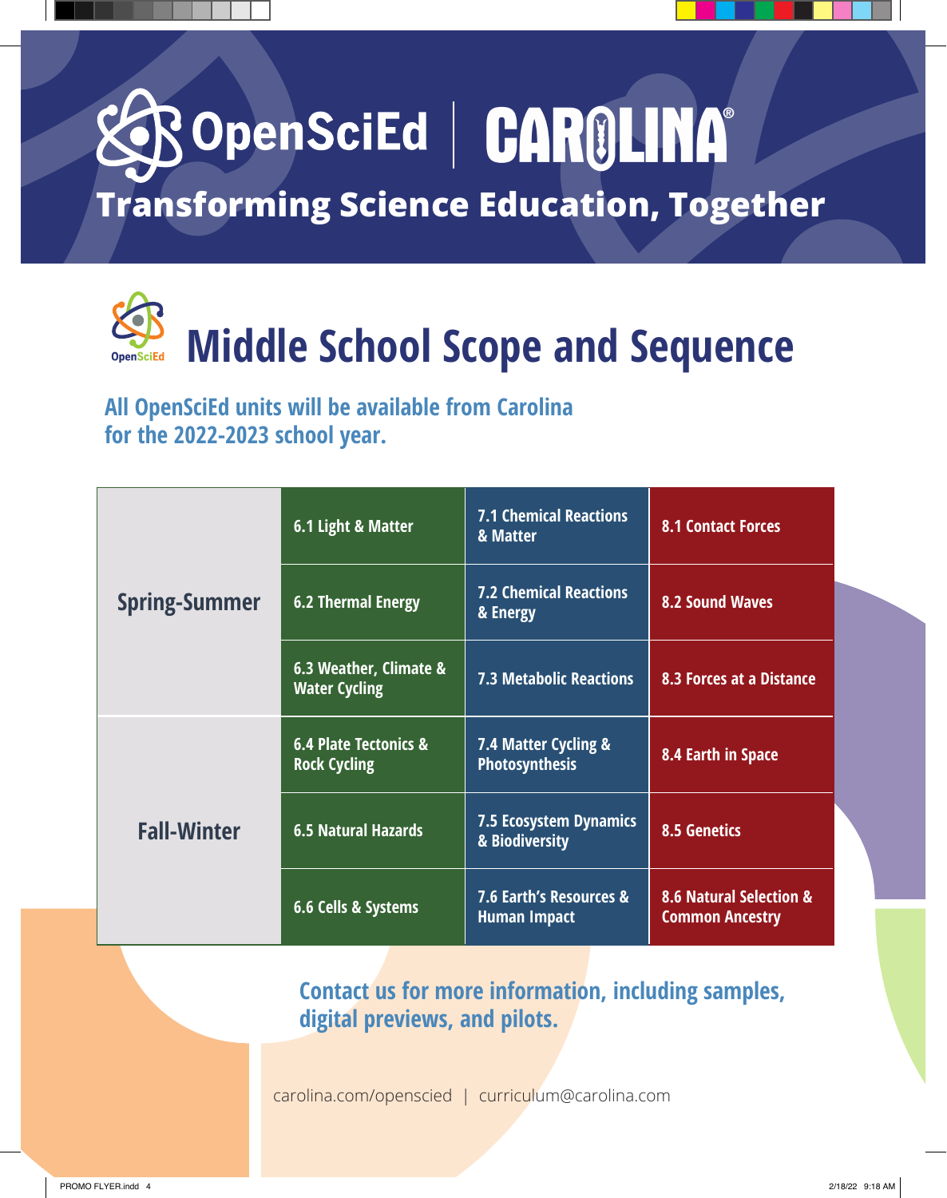# OpenSciEd | CAROLINA®

**Transforming Science Education, Together**

## Middle School Scope and Sequence

**All OpenSciEd units will be available from Carolina for the 2022-2023 school year.**

| | | | |
|---|---|---|---|
| Spring-Summer | 6.1 Light & Matter | 7.1 Chemical Reactions & Matter | 8.1 Contact Forces |
| | 6.2 Thermal Energy | 7.2 Chemical Reactions & Energy | 8.2 Sound Waves |
| | 6.3 Weather, Climate & Water Cycling | 7.3 Metabolic Reactions | 8.3 Forces at a Distance |
| Fall-Winter | 6.4 Plate Tectonics & Rock Cycling | 7.4 Matter Cycling & Photosynthesis | 8.4 Earth in Space |
| | 6.5 Natural Hazards | 7.5 Ecosystem Dynamics & Biodiversity | 8.5 Genetics |
| | 6.6 Cells & Systems | 7.6 Earth's Resources & Human Impact | 8.6 Natural Selection & Common Ancestry |

**Contact us for more information, including samples, digital previews, and pilots.**

carolina.com/openscied | curriculum@carolina.com